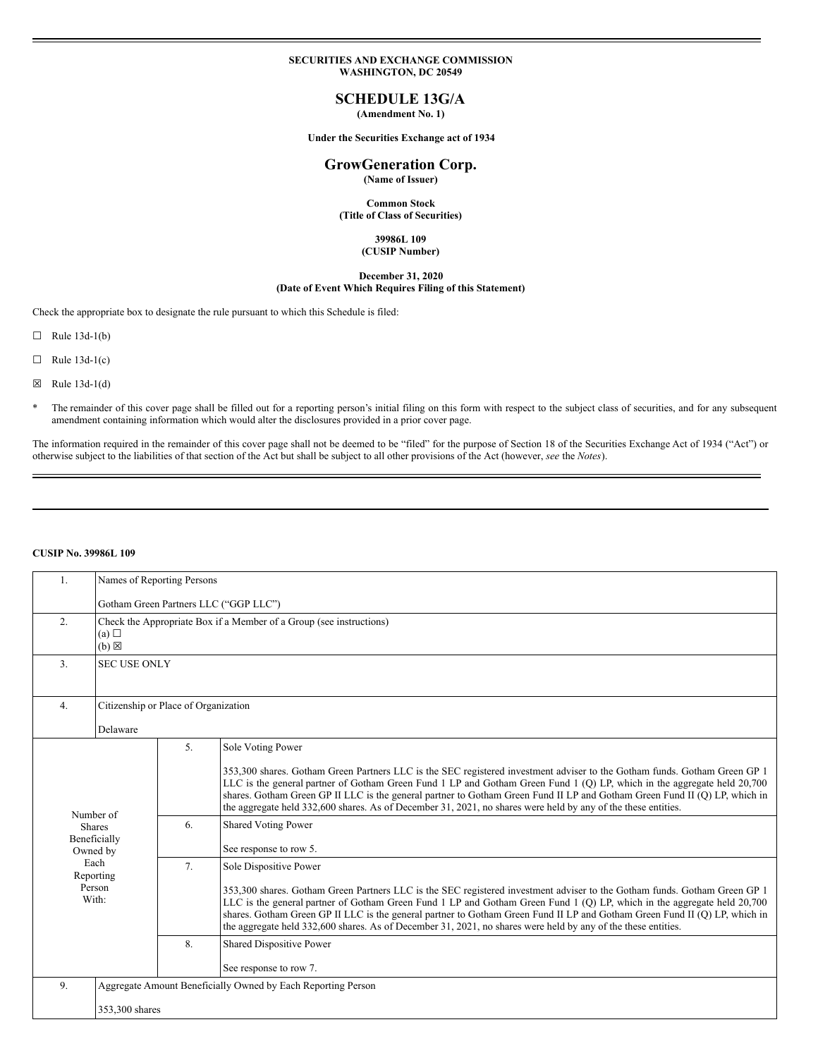**SECURITIES AND EXCHANGE COMMISSION**
**WASHINGTON, DC 20549**

# SCHEDULE 13G/A

**(Amendment No. 1)**

**Under the Securities Exchange act of 1934**

## GrowGeneration Corp.

**(Name of Issuer)**

**Common Stock**
**(Title of Class of Securities)**

**39986L 109**
**(CUSIP Number)**

**December 31, 2020**
**(Date of Event Which Requires Filing of this Statement)**

Check the appropriate box to designate the rule pursuant to which this Schedule is filed:

☐ Rule 13d-1(b)

☐ Rule 13d-1(c)

☒ Rule 13d-1(d)

\* The remainder of this cover page shall be filled out for a reporting person's initial filing on this form with respect to the subject class of securities, and for any subsequent amendment containing information which would alter the disclosures provided in a prior cover page.

The information required in the remainder of this cover page shall not be deemed to be "filed" for the purpose of Section 18 of the Securities Exchange Act of 1934 ("Act") or otherwise subject to the liabilities of that section of the Act but shall be subject to all other provisions of the Act (however, *see* the *Notes*).

**CUSIP No. 39986L 109**

| | | | |
|---|---|---|---|
| 1. | Names of Reporting Persons<br><br>Gotham Green Partners LLC ("GGP LLC") | | |
| 2. | Check the Appropriate Box if a Member of a Group (see instructions)<br>(a) ☐<br>(b) ☒ | | |
| 3. | SEC USE ONLY | | |
| 4. | Citizenship or Place of Organization<br><br>Delaware | | |
| Number of Shares Beneficially Owned by Each Reporting Person With: | | 5. | Sole Voting Power<br><br>353,300 shares. Gotham Green Partners LLC is the SEC registered investment adviser to the Gotham funds. Gotham Green GP 1 LLC is the general partner of Gotham Green Fund 1 LP and Gotham Green Fund 1 (Q) LP, which in the aggregate held 20,700 shares. Gotham Green GP II LLC is the general partner to Gotham Green Fund II LP and Gotham Green Fund II (Q) LP, which in the aggregate held 332,600 shares. As of December 31, 2021, no shares were held by any of the these entities. |
| | | 6. | Shared Voting Power<br><br>See response to row 5. |
| | | 7. | Sole Dispositive Power<br><br>353,300 shares. Gotham Green Partners LLC is the SEC registered investment adviser to the Gotham funds. Gotham Green GP 1 LLC is the general partner of Gotham Green Fund 1 LP and Gotham Green Fund 1 (Q) LP, which in the aggregate held 20,700 shares. Gotham Green GP II LLC is the general partner to Gotham Green Fund II LP and Gotham Green Fund II (Q) LP, which in the aggregate held 332,600 shares. As of December 31, 2021, no shares were held by any of the these entities. |
| | | 8. | Shared Dispositive Power<br><br>See response to row 7. |
| 9. | Aggregate Amount Beneficially Owned by Each Reporting Person<br><br>353,300 shares | | |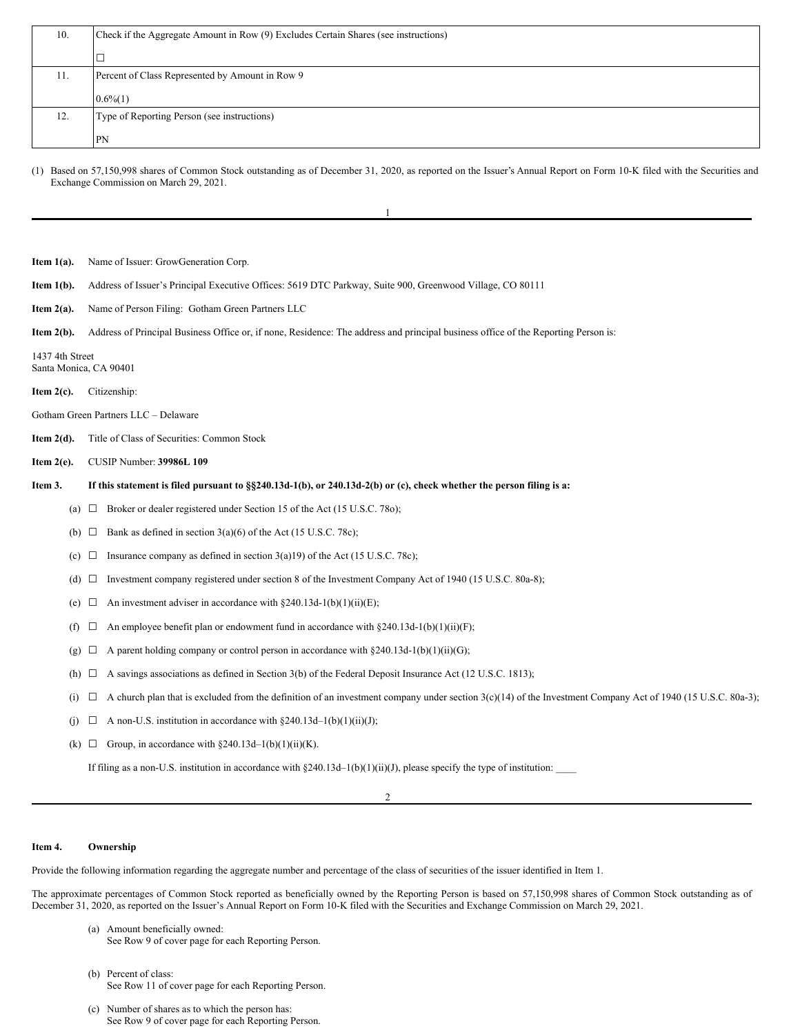| 10. | Check if the Aggregate Amount in Row (9) Excludes Certain Shares (see instructions)<br><br>☐ |
|---|---|
| 11. | Percent of Class Represented by Amount in Row 9<br><br>0.6%(1) |
| 12. | Type of Reporting Person (see instructions)<br><br>PN |

(1) Based on 57,150,998 shares of Common Stock outstanding as of December 31, 2020, as reported on the Issuer's Annual Report on Form 10-K filed with the Securities and Exchange Commission on March 29, 2021.

**Item 1(a).** Name of Issuer: GrowGeneration Corp.

**Item 1(b).** Address of Issuer's Principal Executive Offices: 5619 DTC Parkway, Suite 900, Greenwood Village, CO 80111

**Item 2(a).** Name of Person Filing: Gotham Green Partners LLC

**Item 2(b).** Address of Principal Business Office or, if none, Residence: The address and principal business office of the Reporting Person is:

1437 4th Street
Santa Monica, CA 90401

**Item 2(c).** Citizenship:

Gotham Green Partners LLC – Delaware

**Item 2(d).** Title of Class of Securities: Common Stock

**Item 2(e).** CUSIP Number: **39986L 109**

**Item 3. If this statement is filed pursuant to §§240.13d-1(b), or 240.13d-2(b) or (c), check whether the person filing is a:**

(a) ☐ Broker or dealer registered under Section 15 of the Act (15 U.S.C. 78o);

(b) ☐ Bank as defined in section 3(a)(6) of the Act (15 U.S.C. 78c);

(c) ☐ Insurance company as defined in section 3(a)19) of the Act (15 U.S.C. 78c);

(d) ☐ Investment company registered under section 8 of the Investment Company Act of 1940 (15 U.S.C. 80a-8);

(e) ☐ An investment adviser in accordance with §240.13d-1(b)(1)(ii)(E);

(f) ☐ An employee benefit plan or endowment fund in accordance with §240.13d-1(b)(1)(ii)(F);

(g) ☐ A parent holding company or control person in accordance with §240.13d-1(b)(1)(ii)(G);

(h) ☐ A savings associations as defined in Section 3(b) of the Federal Deposit Insurance Act (12 U.S.C. 1813);

(i) ☐ A church plan that is excluded from the definition of an investment company under section 3(c)(14) of the Investment Company Act of 1940 (15 U.S.C. 80a-3);

(j) ☐ A non-U.S. institution in accordance with §240.13d–1(b)(1)(ii)(J);

(k) ☐ Group, in accordance with §240.13d–1(b)(1)(ii)(K).

If filing as a non-U.S. institution in accordance with §240.13d–1(b)(1)(ii)(J), please specify the type of institution: ____

**Item 4. Ownership**

Provide the following information regarding the aggregate number and percentage of the class of securities of the issuer identified in Item 1.

The approximate percentages of Common Stock reported as beneficially owned by the Reporting Person is based on 57,150,998 shares of Common Stock outstanding as of December 31, 2020, as reported on the Issuer's Annual Report on Form 10-K filed with the Securities and Exchange Commission on March 29, 2021.

(a) Amount beneficially owned:
See Row 9 of cover page for each Reporting Person.

(b) Percent of class:
See Row 11 of cover page for each Reporting Person.

(c) Number of shares as to which the person has:
See Row 9 of cover page for each Reporting Person.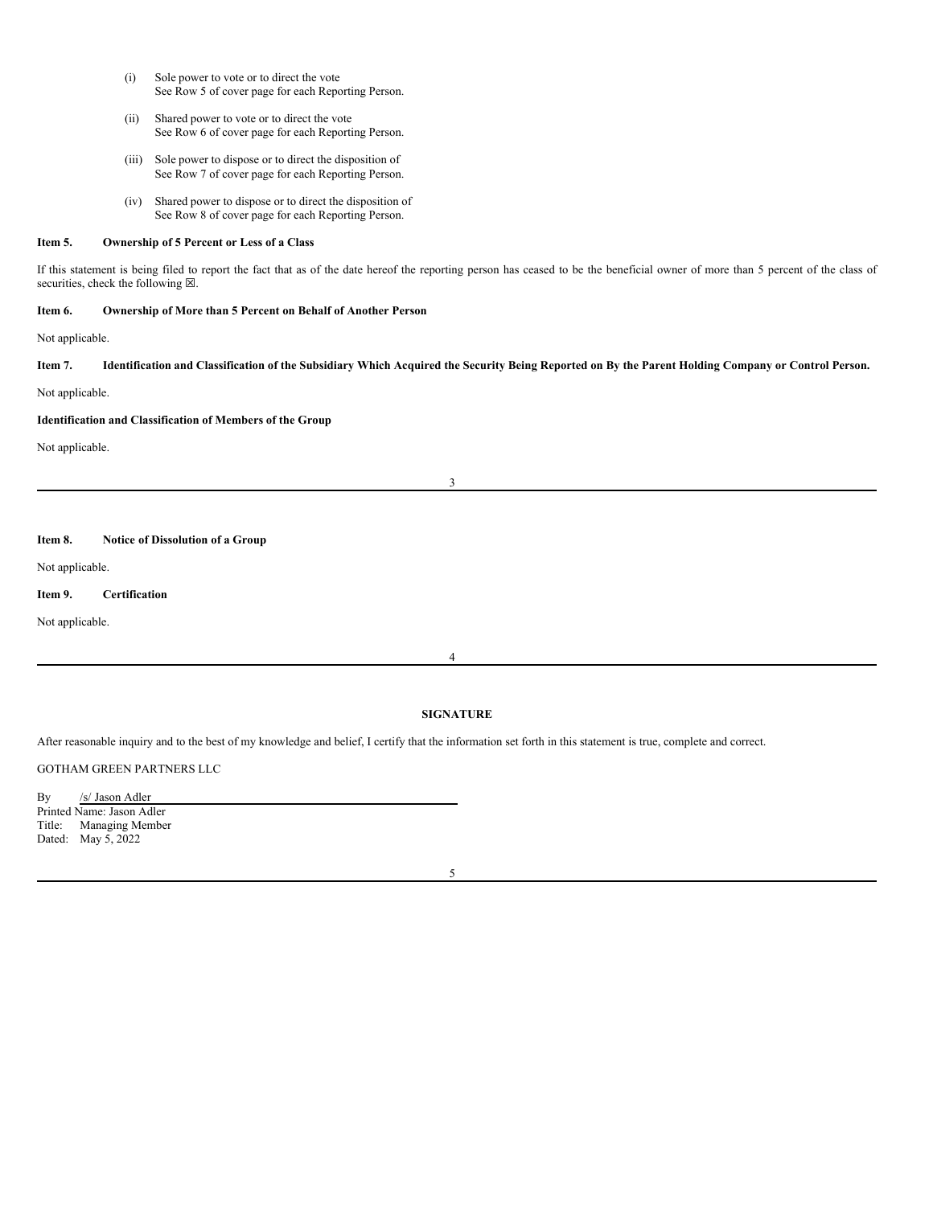(i) Sole power to vote or to direct the vote
See Row 5 of cover page for each Reporting Person.

(ii) Shared power to vote or to direct the vote
See Row 6 of cover page for each Reporting Person.

(iii) Sole power to dispose or to direct the disposition of
See Row 7 of cover page for each Reporting Person.

(iv) Shared power to dispose or to direct the disposition of
See Row 8 of cover page for each Reporting Person.

**Item 5. Ownership of 5 Percent or Less of a Class**

If this statement is being filed to report the fact that as of the date hereof the reporting person has ceased to be the beneficial owner of more than 5 percent of the class of securities, check the following ☒.

**Item 6. Ownership of More than 5 Percent on Behalf of Another Person**

Not applicable.

**Item 7. Identification and Classification of the Subsidiary Which Acquired the Security Being Reported on By the Parent Holding Company or Control Person.**

Not applicable.

**Identification and Classification of Members of the Group**

Not applicable.

**Item 8. Notice of Dissolution of a Group**

Not applicable.

**Item 9. Certification**

Not applicable.

**SIGNATURE**

After reasonable inquiry and to the best of my knowledge and belief, I certify that the information set forth in this statement is true, complete and correct.

GOTHAM GREEN PARTNERS LLC

By /s/ Jason Adler
Printed Name: Jason Adler
Title: Managing Member
Dated: May 5, 2022